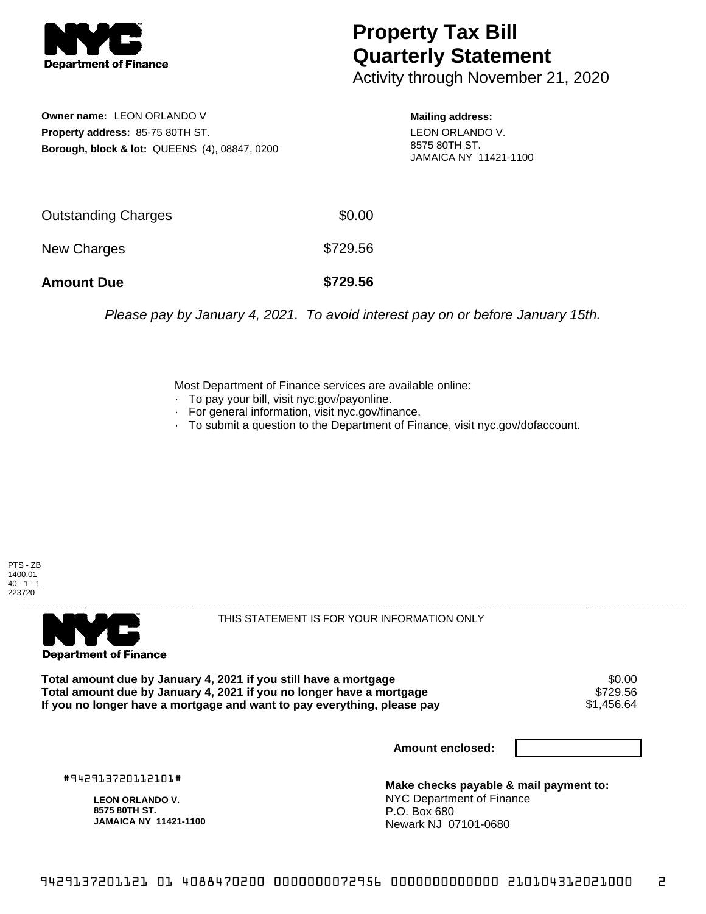# Property Tax Bill Quarterly Statement

Activity through November 21, 2020

**Owner name:** LEON ORLANDO V
**Property address:** 85-75 80TH ST.
**Borough, block & lot:** QUEENS (4), 08847, 0200

**Mailing address:**
LEON ORLANDO V.
8575 80TH ST.
JAMAICA NY 11421-1100

| | |
|---|---|
| Outstanding Charges | $0.00 |
| New Charges | $729.56 |
| **Amount Due** | **$729.56** |

*Please pay by January 4, 2021. To avoid interest pay on or before January 15th.*

Most Department of Finance services are available online:
- To pay your bill, visit nyc.gov/payonline.
- For general information, visit nyc.gov/finance.
- To submit a question to the Department of Finance, visit nyc.gov/dofaccount.

PTS - ZB
1400.01
40 - 1 - 1
223720

THIS STATEMENT IS FOR YOUR INFORMATION ONLY

| | |
|---|---|
| **Total amount due by January 4, 2021 if you still have a mortgage** | $0.00 |
| **Total amount due by January 4, 2021 if you no longer have a mortgage** | $729.56 |
| **If you no longer have a mortgage and want to pay everything, please pay** | $1,456.64 |

**Amount enclosed:**

#942913720112101#

**LEON ORLANDO V.**
**8575 80TH ST.**
**JAMAICA NY 11421-1100**

**Make checks payable & mail payment to:**
NYC Department of Finance
P.O. Box 680
Newark NJ 07101-0680

9429137201121 01 4088470200 0000000072956 0000000000000 210104312021000 2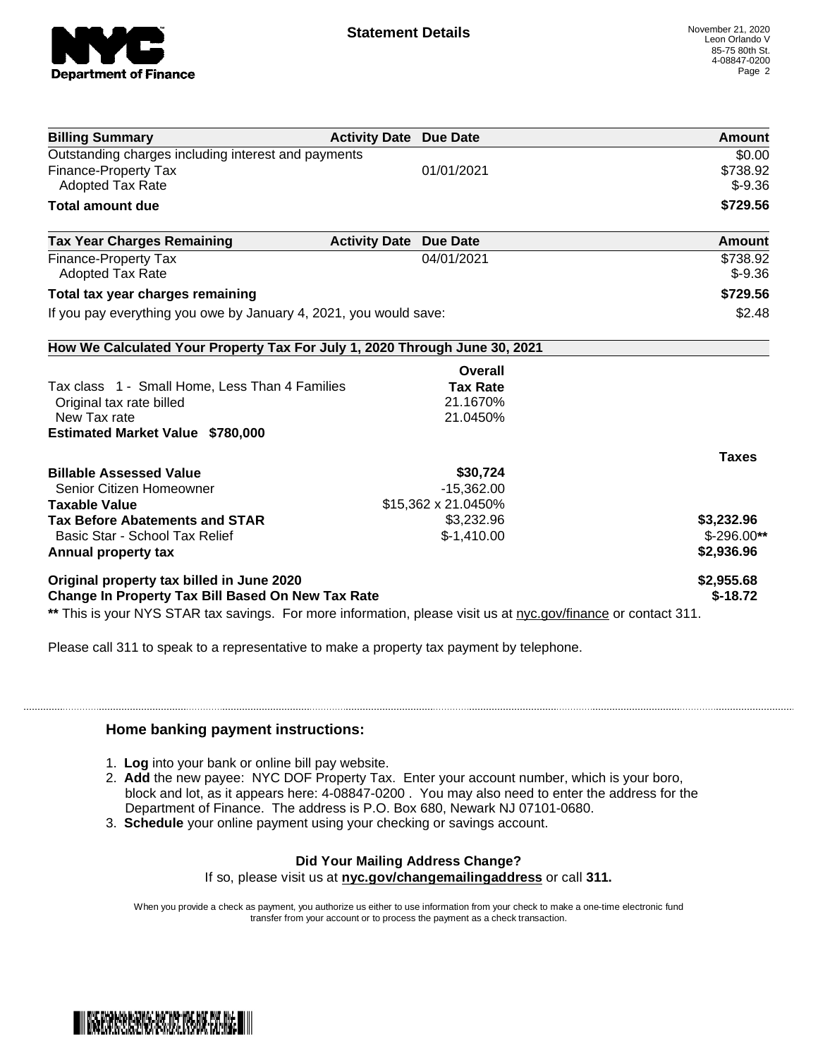## Statement Details

November 21, 2020
Leon Orlando V
85-75 80th St.
4-08847-0200

| Billing Summary | Activity Date | Due Date | Amount |
|---|---|---|---|
| Outstanding charges including interest and payments | | | $0.00 |
| Finance-Property Tax | | 01/01/2021 | $738.92 |
| Adopted Tax Rate | | | $-9.36 |
| **Total amount due** | | | **$729.56** |

| Tax Year Charges Remaining | Activity Date | Due Date | Amount |
|---|---|---|---|
| Finance-Property Tax | | 04/01/2021 | $738.92 |
| Adopted Tax Rate | | | $-9.36 |
| **Total tax year charges remaining** | | | **$729.56** |
| If you pay everything you owe by January 4, 2021, you would save: | | | $2.48 |

**How We Calculated Your Property Tax For July 1, 2020 Through June 30, 2021**

| | Overall Tax Rate | |
|---|---|---|
| Tax class 1 - Small Home, Less Than 4 Families | | |
| Original tax rate billed | 21.1670% | |
| New Tax rate | 21.0450% | |
| **Estimated Market Value $780,000** | | |
| | | **Taxes** |
| **Billable Assessed Value** | **$30,724** | |
| Senior Citizen Homeowner | -15,362.00 | |
| **Taxable Value** | $15,362 x 21.0450% | |
| **Tax Before Abatements and STAR** | $3,232.96 | **$3,232.96** |
| Basic Star - School Tax Relief | $-1,410.00 | $-296.00** |
| **Annual property tax** | | **$2,936.96** |
| **Original property tax billed in June 2020** | | **$2,955.68** |
| **Change In Property Tax Bill Based On New Tax Rate** | | **$-18.72** |

** This is your NYS STAR tax savings. For more information, please visit us at nyc.gov/finance or contact 311.

Please call 311 to speak to a representative to make a property tax payment by telephone.

### Home banking payment instructions:

1. **Log** into your bank or online bill pay website.
2. **Add** the new payee: NYC DOF Property Tax. Enter your account number, which is your boro, block and lot, as it appears here: 4-08847-0200 . You may also need to enter the address for the Department of Finance. The address is P.O. Box 680, Newark NJ 07101-0680.
3. **Schedule** your online payment using your checking or savings account.

**Did Your Mailing Address Change?**

If so, please visit us at **nyc.gov/changemailingaddress** or call **311.**

When you provide a check as payment, you authorize us either to use information from your check to make a one-time electronic fund transfer from your account or to process the payment as a check transaction.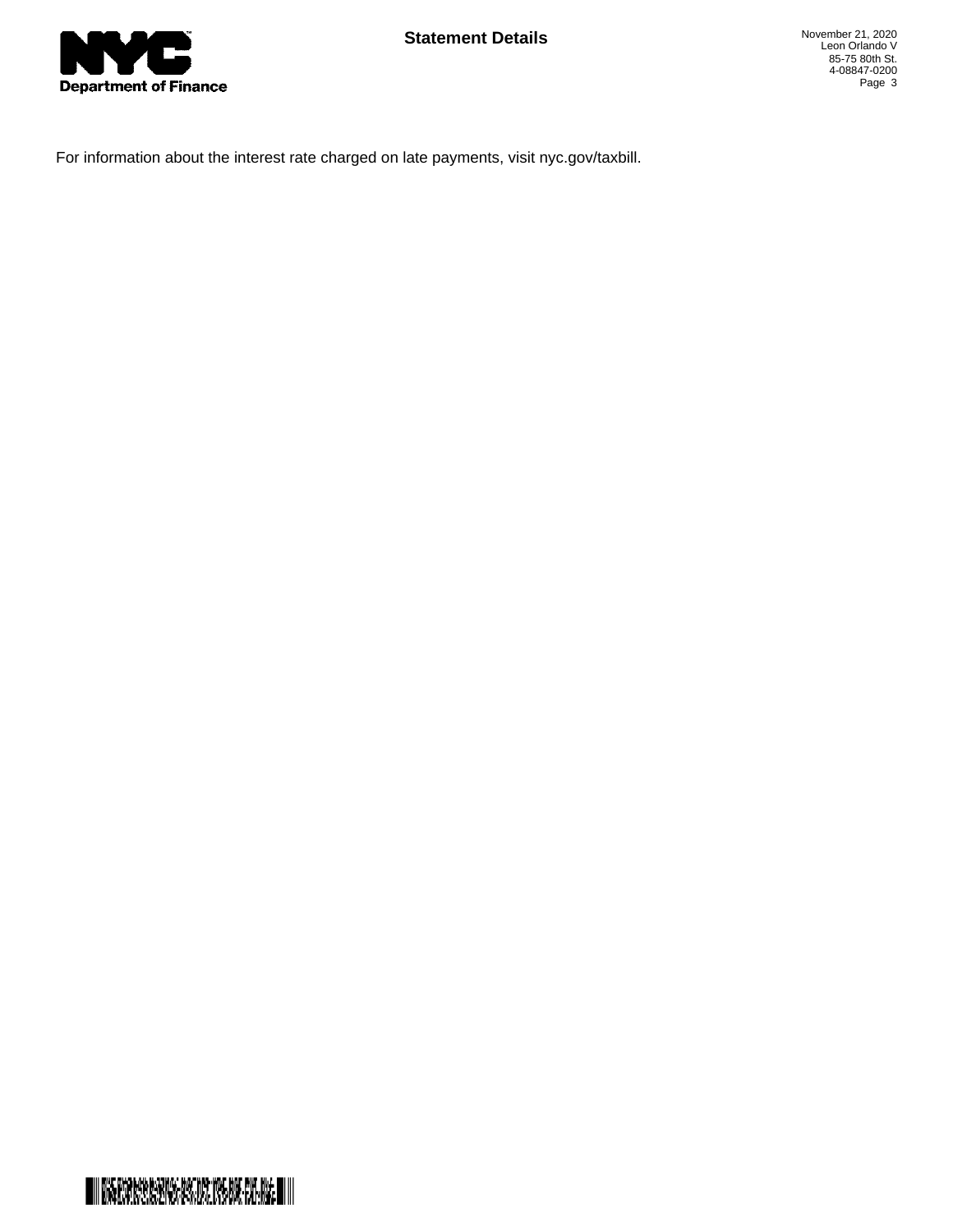For information about the interest rate charged on late payments, visit nyc.gov/taxbill.